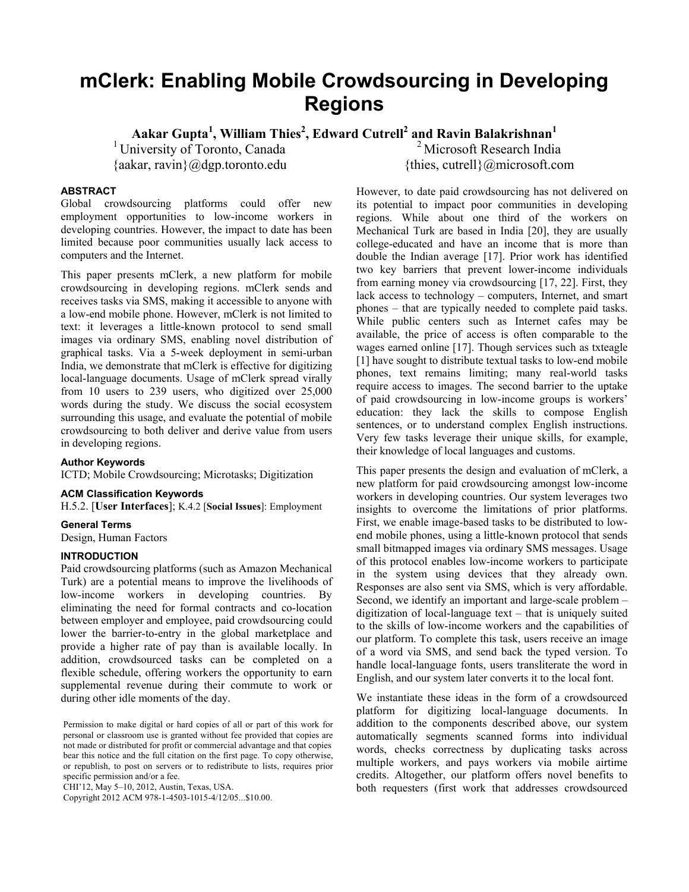# mClerk: Enabling Mobile Crowdsourcing in Developing Regions

**Aakar Gupta[1], William Thies[2], Edward Cutrell[2] and Ravin Balakrishnan[1]**

[1] University of Toronto, Canada
{aakar, ravin}@dgp.toronto.edu

[2] Microsoft Research India
{thies, cutrell}@microsoft.com

### ABSTRACT

Global crowdsourcing platforms could offer new employment opportunities to low-income workers in developing countries. However, the impact to date has been limited because poor communities usually lack access to computers and the Internet.

This paper presents mClerk, a new platform for mobile crowdsourcing in developing regions. mClerk sends and receives tasks via SMS, making it accessible to anyone with a low-end mobile phone. However, mClerk is not limited to text: it leverages a little-known protocol to send small images via ordinary SMS, enabling novel distribution of graphical tasks. Via a 5-week deployment in semi-urban India, we demonstrate that mClerk is effective for digitizing local-language documents. Usage of mClerk spread virally from 10 users to 239 users, who digitized over 25,000 words during the study. We discuss the social ecosystem surrounding this usage, and evaluate the potential of mobile crowdsourcing to both deliver and derive value from users in developing regions.

#### Author Keywords

ICTD; Mobile Crowdsourcing; Microtasks; Digitization

#### ACM Classification Keywords

H.5.2. [**User Interfaces**]; K.4.2 [**Social Issues**]: Employment

#### General Terms

Design, Human Factors

### INTRODUCTION

Paid crowdsourcing platforms (such as Amazon Mechanical Turk) are a potential means to improve the livelihoods of low-income workers in developing countries. By eliminating the need for formal contracts and co-location between employer and employee, paid crowdsourcing could lower the barrier-to-entry in the global marketplace and provide a higher rate of pay than is available locally. In addition, crowdsourced tasks can be completed on a flexible schedule, offering workers the opportunity to earn supplemental revenue during their commute to work or during other idle moments of the day.

However, to date paid crowdsourcing has not delivered on its potential to impact poor communities in developing regions. While about one third of the workers on Mechanical Turk are based in India [20], they are usually college-educated and have an income that is more than double the Indian average [17]. Prior work has identified two key barriers that prevent lower-income individuals from earning money via crowdsourcing [17, 22]. First, they lack access to technology – computers, Internet, and smart phones – that are typically needed to complete paid tasks. While public centers such as Internet cafes may be available, the price of access is often comparable to the wages earned online [17]. Though services such as txteagle [1] have sought to distribute textual tasks to low-end mobile phones, text remains limiting; many real-world tasks require access to images. The second barrier to the uptake of paid crowdsourcing in low-income groups is workers' education: they lack the skills to compose English sentences, or to understand complex English instructions. Very few tasks leverage their unique skills, for example, their knowledge of local languages and customs.

This paper presents the design and evaluation of mClerk, a new platform for paid crowdsourcing amongst low-income workers in developing countries. Our system leverages two insights to overcome the limitations of prior platforms. First, we enable image-based tasks to be distributed to low-end mobile phones, using a little-known protocol that sends small bitmapped images via ordinary SMS messages. Usage of this protocol enables low-income workers to participate in the system using devices that they already own. Responses are also sent via SMS, which is very affordable. Second, we identify an important and large-scale problem – digitization of local-language text – that is uniquely suited to the skills of low-income workers and the capabilities of our platform. To complete this task, users receive an image of a word via SMS, and send back the typed version. To handle local-language fonts, users transliterate the word in English, and our system later converts it to the local font.

We instantiate these ideas in the form of a crowdsourced platform for digitizing local-language documents. In addition to the components described above, our system automatically segments scanned forms into individual words, checks correctness by duplicating tasks across multiple workers, and pays workers via mobile airtime credits. Altogether, our platform offers novel benefits to both requesters (first work that addresses crowdsourced

Permission to make digital or hard copies of all or part of this work for personal or classroom use is granted without fee provided that copies are not made or distributed for profit or commercial advantage and that copies bear this notice and the full citation on the first page. To copy otherwise, or republish, to post on servers or to redistribute to lists, requires prior specific permission and/or a fee.
CHI'12, May 5–10, 2012, Austin, Texas, USA.
Copyright 2012 ACM 978-1-4503-1015-4/12/05...$10.00.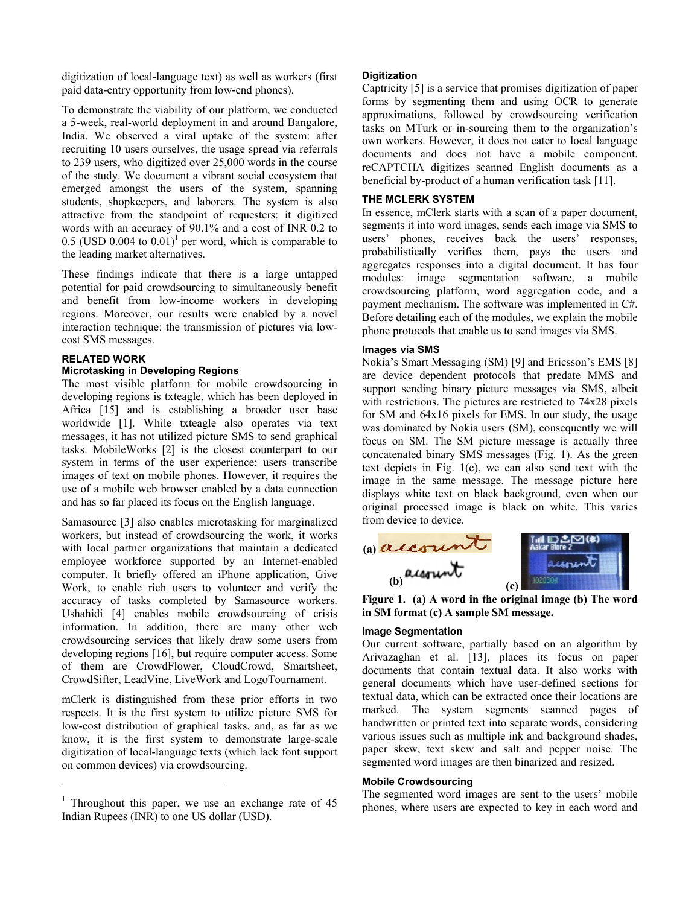digitization of local-language text) as well as workers (first paid data-entry opportunity from low-end phones).

To demonstrate the viability of our platform, we conducted a 5-week, real-world deployment in and around Bangalore, India. We observed a viral uptake of the system: after recruiting 10 users ourselves, the usage spread via referrals to 239 users, who digitized over 25,000 words in the course of the study. We document a vibrant social ecosystem that emerged amongst the users of the system, spanning students, shopkeepers, and laborers. The system is also attractive from the standpoint of requesters: it digitized words with an accuracy of 90.1% and a cost of INR 0.2 to 0.5 (USD 0.004 to 0.01)[1] per word, which is comparable to the leading market alternatives.

These findings indicate that there is a large untapped potential for paid crowdsourcing to simultaneously benefit and benefit from low-income workers in developing regions. Moreover, our results were enabled by a novel interaction technique: the transmission of pictures via low-cost SMS messages.

## RELATED WORK

### Microtasking in Developing Regions

The most visible platform for mobile crowdsourcing in developing regions is txteagle, which has been deployed in Africa [15] and is establishing a broader user base worldwide [1]. While txteagle also operates via text messages, it has not utilized picture SMS to send graphical tasks. MobileWorks [2] is the closest counterpart to our system in terms of the user experience: users transcribe images of text on mobile phones. However, it requires the use of a mobile web browser enabled by a data connection and has so far placed its focus on the English language.

Samasource [3] also enables microtasking for marginalized workers, but instead of crowdsourcing the work, it works with local partner organizations that maintain a dedicated employee workforce supported by an Internet-enabled computer. It briefly offered an iPhone application, Give Work, to enable rich users to volunteer and verify the accuracy of tasks completed by Samasource workers. Ushahidi [4] enables mobile crowdsourcing of crisis information. In addition, there are many other web crowdsourcing services that likely draw some users from developing regions [16], but require computer access. Some of them are CrowdFlower, CloudCrowd, Smartsheet, CrowdSifter, LeadVine, LiveWork and LogoTournament.

mClerk is distinguished from these prior efforts in two respects. It is the first system to utilize picture SMS for low-cost distribution of graphical tasks, and, as far as we know, it is the first system to demonstrate large-scale digitization of local-language texts (which lack font support on common devices) via crowdsourcing.

### Digitization

Captricity [5] is a service that promises digitization of paper forms by segmenting them and using OCR to generate approximations, followed by crowdsourcing verification tasks on MTurk or in-sourcing them to the organization's own workers. However, it does not cater to local language documents and does not have a mobile component. reCAPTCHA digitizes scanned English documents as a beneficial by-product of a human verification task [11].

## THE MCLERK SYSTEM

In essence, mClerk starts with a scan of a paper document, segments it into word images, sends each image via SMS to users' phones, receives back the users' responses, probabilistically verifies them, pays the users and aggregates responses into a digital document. It has four modules: image segmentation software, a mobile crowdsourcing platform, word aggregation code, and a payment mechanism. The software was implemented in C#. Before detailing each of the modules, we explain the mobile phone protocols that enable us to send images via SMS.

### Images via SMS

Nokia's Smart Messaging (SM) [9] and Ericsson's EMS [8] are device dependent protocols that predate MMS and support sending binary picture messages via SMS, albeit with restrictions. The pictures are restricted to 74x28 pixels for SM and 64x16 pixels for EMS. In our study, the usage was dominated by Nokia users (SM), consequently we will focus on SM. The SM picture message is actually three concatenated binary SMS messages (Fig. 1). As the green text depicts in Fig. 1(c), we can also send text with the image in the same message. The message picture here displays white text on black background, even when our original processed image is black on white. This varies from device to device.

**Figure 1. (a) A word in the original image (b) The word in SM format (c) A sample SM message.**

### Image Segmentation

Our current software, partially based on an algorithm by Arivazhagan et al. [13], places its focus on paper documents that contain textual data. It also works with general documents which have user-defined sections for textual data, which can be extracted once their locations are marked. The system segments scanned pages of handwritten or printed text into separate words, considering various issues such as multiple ink and background shades, paper skew, text skew and salt and pepper noise. The segmented word images are then binarized and resized.

### Mobile Crowdsourcing

The segmented word images are sent to the users' mobile phones, where users are expected to key in each word and

---

[1] Throughout this paper, we use an exchange rate of 45 Indian Rupees (INR) to one US dollar (USD).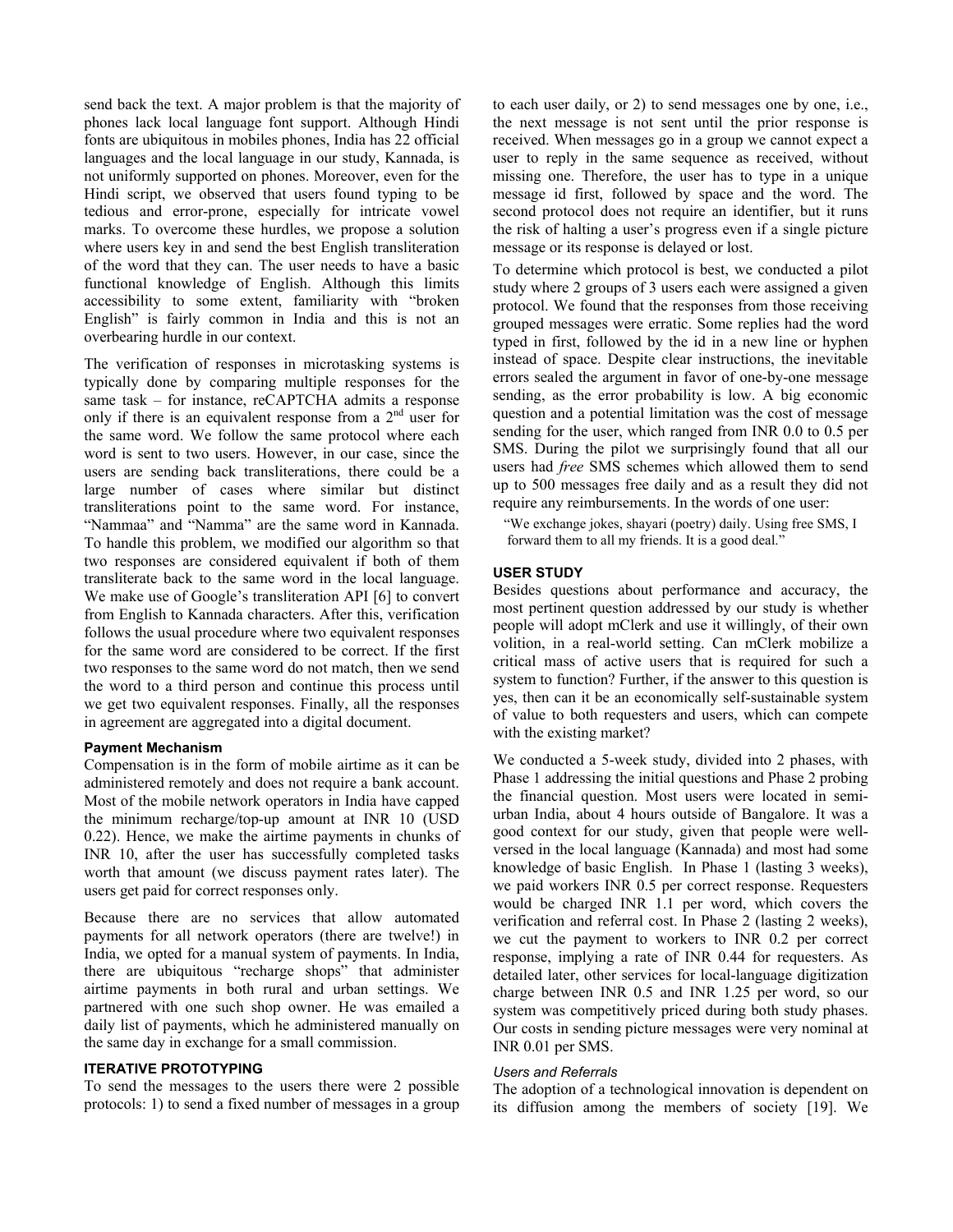send back the text. A major problem is that the majority of phones lack local language font support. Although Hindi fonts are ubiquitous in mobiles phones, India has 22 official languages and the local language in our study, Kannada, is not uniformly supported on phones. Moreover, even for the Hindi script, we observed that users found typing to be tedious and error-prone, especially for intricate vowel marks. To overcome these hurdles, we propose a solution where users key in and send the best English transliteration of the word that they can. The user needs to have a basic functional knowledge of English. Although this limits accessibility to some extent, familiarity with "broken English" is fairly common in India and this is not an overbearing hurdle in our context.

The verification of responses in microtasking systems is typically done by comparing multiple responses for the same task – for instance, reCAPTCHA admits a response only if there is an equivalent response from a 2nd user for the same word. We follow the same protocol where each word is sent to two users. However, in our case, since the users are sending back transliterations, there could be a large number of cases where similar but distinct transliterations point to the same word. For instance, "Nammaa" and "Namma" are the same word in Kannada. To handle this problem, we modified our algorithm so that two responses are considered equivalent if both of them transliterate back to the same word in the local language. We make use of Google's transliteration API [6] to convert from English to Kannada characters. After this, verification follows the usual procedure where two equivalent responses for the same word are considered to be correct. If the first two responses to the same word do not match, then we send the word to a third person and continue this process until we get two equivalent responses. Finally, all the responses in agreement are aggregated into a digital document.

#### Payment Mechanism

Compensation is in the form of mobile airtime as it can be administered remotely and does not require a bank account. Most of the mobile network operators in India have capped the minimum recharge/top-up amount at INR 10 (USD 0.22). Hence, we make the airtime payments in chunks of INR 10, after the user has successfully completed tasks worth that amount (we discuss payment rates later). The users get paid for correct responses only.

Because there are no services that allow automated payments for all network operators (there are twelve!) in India, we opted for a manual system of payments. In India, there are ubiquitous "recharge shops" that administer airtime payments in both rural and urban settings. We partnered with one such shop owner. He was emailed a daily list of payments, which he administered manually on the same day in exchange for a small commission.

### ITERATIVE PROTOTYPING

To send the messages to the users there were 2 possible protocols: 1) to send a fixed number of messages in a group to each user daily, or 2) to send messages one by one, i.e., the next message is not sent until the prior response is received. When messages go in a group we cannot expect a user to reply in the same sequence as received, without missing one. Therefore, the user has to type in a unique message id first, followed by space and the word. The second protocol does not require an identifier, but it runs the risk of halting a user's progress even if a single picture message or its response is delayed or lost.

To determine which protocol is best, we conducted a pilot study where 2 groups of 3 users each were assigned a given protocol. We found that the responses from those receiving grouped messages were erratic. Some replies had the word typed in first, followed by the id in a new line or hyphen instead of space. Despite clear instructions, the inevitable errors sealed the argument in favor of one-by-one message sending, as the error probability is low. A big economic question and a potential limitation was the cost of message sending for the user, which ranged from INR 0.0 to 0.5 per SMS. During the pilot we surprisingly found that all our users had *free* SMS schemes which allowed them to send up to 500 messages free daily and as a result they did not require any reimbursements. In the words of one user:

> "We exchange jokes, shayari (poetry) daily. Using free SMS, I forward them to all my friends. It is a good deal."

### USER STUDY

Besides questions about performance and accuracy, the most pertinent question addressed by our study is whether people will adopt mClerk and use it willingly, of their own volition, in a real-world setting. Can mClerk mobilize a critical mass of active users that is required for such a system to function? Further, if the answer to this question is yes, then can it be an economically self-sustainable system of value to both requesters and users, which can compete with the existing market?

We conducted a 5-week study, divided into 2 phases, with Phase 1 addressing the initial questions and Phase 2 probing the financial question. Most users were located in semi-urban India, about 4 hours outside of Bangalore. It was a good context for our study, given that people were well-versed in the local language (Kannada) and most had some knowledge of basic English. In Phase 1 (lasting 3 weeks), we paid workers INR 0.5 per correct response. Requesters would be charged INR 1.1 per word, which covers the verification and referral cost. In Phase 2 (lasting 2 weeks), we cut the payment to workers to INR 0.2 per correct response, implying a rate of INR 0.44 for requesters. As detailed later, other services for local-language digitization charge between INR 0.5 and INR 1.25 per word, so our system was competitively priced during both study phases. Our costs in sending picture messages were very nominal at INR 0.01 per SMS.

#### *Users and Referrals*

The adoption of a technological innovation is dependent on its diffusion among the members of society [19]. We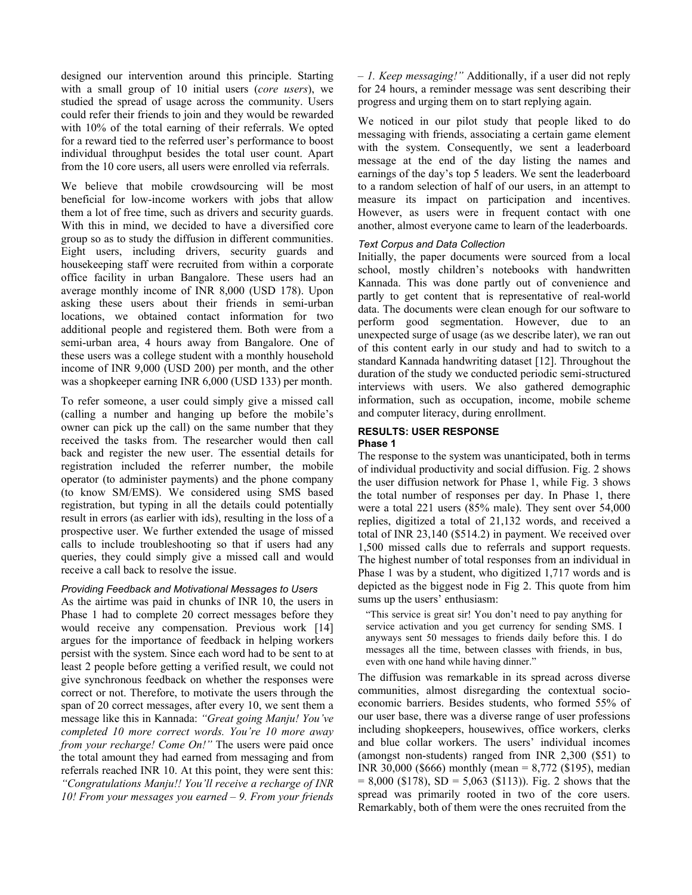designed our intervention around this principle. Starting with a small group of 10 initial users (*core users*), we studied the spread of usage across the community. Users could refer their friends to join and they would be rewarded with 10% of the total earning of their referrals. We opted for a reward tied to the referred user's performance to boost individual throughput besides the total user count. Apart from the 10 core users, all users were enrolled via referrals.

We believe that mobile crowdsourcing will be most beneficial for low-income workers with jobs that allow them a lot of free time, such as drivers and security guards. With this in mind, we decided to have a diversified core group so as to study the diffusion in different communities. Eight users, including drivers, security guards and housekeeping staff were recruited from within a corporate office facility in urban Bangalore. These users had an average monthly income of INR 8,000 (USD 178). Upon asking these users about their friends in semi-urban locations, we obtained contact information for two additional people and registered them. Both were from a semi-urban area, 4 hours away from Bangalore. One of these users was a college student with a monthly household income of INR 9,000 (USD 200) per month, and the other was a shopkeeper earning INR 6,000 (USD 133) per month.

To refer someone, a user could simply give a missed call (calling a number and hanging up before the mobile's owner can pick up the call) on the same number that they received the tasks from. The researcher would then call back and register the new user. The essential details for registration included the referrer number, the mobile operator (to administer payments) and the phone company (to know SM/EMS). We considered using SMS based registration, but typing in all the details could potentially result in errors (as earlier with ids), resulting in the loss of a prospective user. We further extended the usage of missed calls to include troubleshooting so that if users had any queries, they could simply give a missed call and would receive a call back to resolve the issue.

### *Providing Feedback and Motivational Messages to Users*

As the airtime was paid in chunks of INR 10, the users in Phase 1 had to complete 20 correct messages before they would receive any compensation. Previous work [14] argues for the importance of feedback in helping workers persist with the system. Since each word had to be sent to at least 2 people before getting a verified result, we could not give synchronous feedback on whether the responses were correct or not. Therefore, to motivate the users through the span of 20 correct messages, after every 10, we sent them a message like this in Kannada: *"Great going Manju! You've completed 10 more correct words. You're 10 more away from your recharge! Come On!"* The users were paid once the total amount they had earned from messaging and from referrals reached INR 10. At this point, they were sent this: *"Congratulations Manju!! You'll receive a recharge of INR 10! From your messages you earned – 9. From your friends – 1. Keep messaging!"* Additionally, if a user did not reply for 24 hours, a reminder message was sent describing their progress and urging them on to start replying again.

We noticed in our pilot study that people liked to do messaging with friends, associating a certain game element with the system. Consequently, we sent a leaderboard message at the end of the day listing the names and earnings of the day's top 5 leaders. We sent the leaderboard to a random selection of half of our users, in an attempt to measure its impact on participation and incentives. However, as users were in frequent contact with one another, almost everyone came to learn of the leaderboards.

### *Text Corpus and Data Collection*

Initially, the paper documents were sourced from a local school, mostly children's notebooks with handwritten Kannada. This was done partly out of convenience and partly to get content that is representative of real-world data. The documents were clean enough for our software to perform good segmentation. However, due to an unexpected surge of usage (as we describe later), we ran out of this content early in our study and had to switch to a standard Kannada handwriting dataset [12]. Throughout the duration of the study we conducted periodic semi-structured interviews with users. We also gathered demographic information, such as occupation, income, mobile scheme and computer literacy, during enrollment.

## RESULTS: USER RESPONSE

### Phase 1

The response to the system was unanticipated, both in terms of individual productivity and social diffusion. Fig. 2 shows the user diffusion network for Phase 1, while Fig. 3 shows the total number of responses per day. In Phase 1, there were a total 221 users (85% male). They sent over 54,000 replies, digitized a total of 21,132 words, and received a total of INR 23,140 ($514.2) in payment. We received over 1,500 missed calls due to referrals and support requests. The highest number of total responses from an individual in Phase 1 was by a student, who digitized 1,717 words and is depicted as the biggest node in Fig 2. This quote from him sums up the users' enthusiasm:

> "This service is great sir! You don't need to pay anything for service activation and you get currency for sending SMS. I anyways sent 50 messages to friends daily before this. I do messages all the time, between classes with friends, in bus, even with one hand while having dinner."

The diffusion was remarkable in its spread across diverse communities, almost disregarding the contextual socio-economic barriers. Besides students, who formed 55% of our user base, there was a diverse range of user professions including shopkeepers, housewives, office workers, clerks and blue collar workers. The users' individual incomes (amongst non-students) ranged from INR 2,300 ($51) to INR 30,000 ($666) monthly (mean = 8,772 ($195), median = 8,000 ($178), SD = 5,063 ($113)). Fig. 2 shows that the spread was primarily rooted in two of the core users. Remarkably, both of them were the ones recruited from the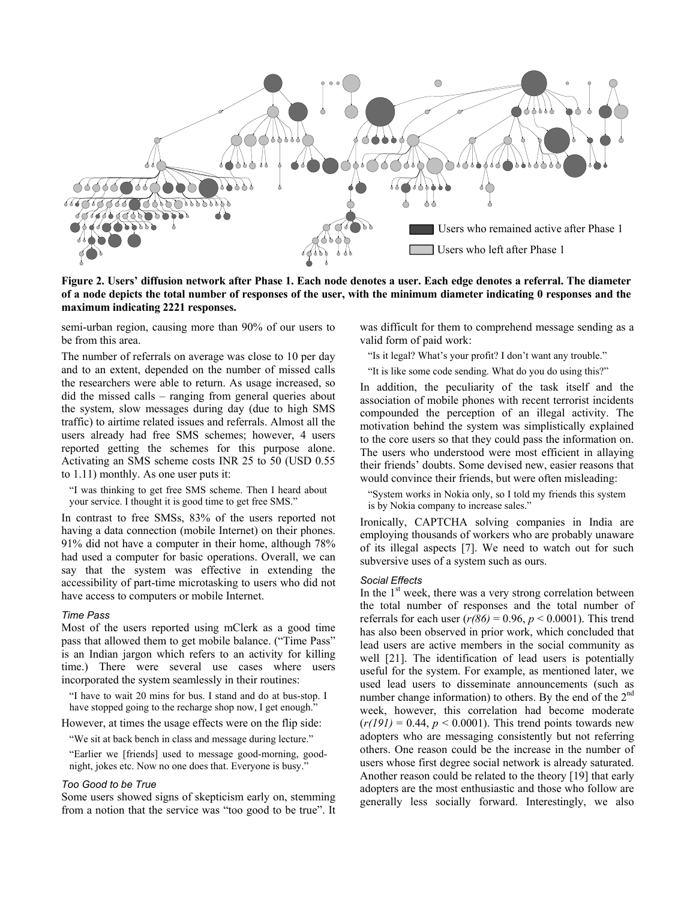Figure 2. Users' diffusion network after Phase 1. Each node denotes a user. Each edge denotes a referral. The diameter of a node depicts the total number of responses of the user, with the minimum diameter indicating 0 responses and the maximum indicating 2221 responses.

semi-urban region, causing more than 90% of our users to be from this area.

The number of referrals on average was close to 10 per day and to an extent, depended on the number of missed calls the researchers were able to return. As usage increased, so did the missed calls – ranging from general queries about the system, slow messages during day (due to high SMS traffic) to airtime related issues and referrals. Almost all the users already had free SMS schemes; however, 4 users reported getting the schemes for this purpose alone. Activating an SMS scheme costs INR 25 to 50 (USD 0.55 to 1.11) monthly. As one user puts it:

> "I was thinking to get free SMS scheme. Then I heard about your service. I thought it is good time to get free SMS."

In contrast to free SMSs, 83% of the users reported not having a data connection (mobile Internet) on their phones. 91% did not have a computer in their home, although 78% had used a computer for basic operations. Overall, we can say that the system was effective in extending the accessibility of part-time microtasking to users who did not have access to computers or mobile Internet.

### Time Pass

Most of the users reported using mClerk as a good time pass that allowed them to get mobile balance. ("Time Pass" is an Indian jargon which refers to an activity for killing time.) There were several use cases where users incorporated the system seamlessly in their routines:

> "I have to wait 20 mins for bus. I stand and do at bus-stop. I have stopped going to the recharge shop now, I get enough."

However, at times the usage effects were on the flip side:

> "We sit at back bench in class and message during lecture."

> "Earlier we [friends] used to message good-morning, good-night, jokes etc. Now no one does that. Everyone is busy."

### Too Good to be True

Some users showed signs of skepticism early on, stemming from a notion that the service was "too good to be true". It was difficult for them to comprehend message sending as a valid form of paid work:

> "Is it legal? What's your profit? I don't want any trouble."

> "It is like some code sending. What do you do using this?"

In addition, the peculiarity of the task itself and the association of mobile phones with recent terrorist incidents compounded the perception of an illegal activity. The motivation behind the system was simplistically explained to the core users so that they could pass the information on. The users who understood were most efficient in allaying their friends' doubts. Some devised new, easier reasons that would convince their friends, but were often misleading:

> "System works in Nokia only, so I told my friends this system is by Nokia company to increase sales."

Ironically, CAPTCHA solving companies in India are employing thousands of workers who are probably unaware of its illegal aspects [7]. We need to watch out for such subversive uses of a system such as ours.

### Social Effects

In the 1st week, there was a very strong correlation between the total number of responses and the total number of referrals for each user ($r(86) = 0.96$, $p < 0.0001$). This trend has also been observed in prior work, which concluded that lead users are active members in the social community as well [21]. The identification of lead users is potentially useful for the system. For example, as mentioned later, we used lead users to disseminate announcements (such as number change information) to others. By the end of the 2nd week, however, this correlation had become moderate ($r(191) = 0.44$, $p < 0.0001$). This trend points towards new adopters who are messaging consistently but not referring others. One reason could be the increase in the number of users whose first degree social network is already saturated. Another reason could be related to the theory [19] that early adopters are the most enthusiastic and those who follow are generally less socially forward. Interestingly, we also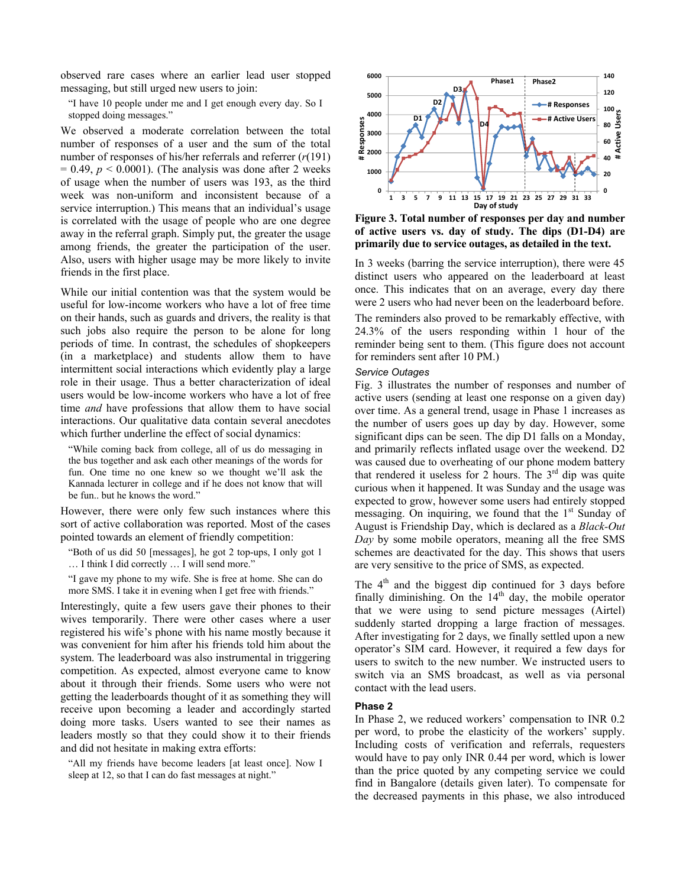observed rare cases where an earlier lead user stopped messaging, but still urged new users to join:

> "I have 10 people under me and I get enough every day. So I stopped doing messages."

We observed a moderate correlation between the total number of responses of a user and the sum of the total number of responses of his/her referrals and referrer ($r(191) = 0.49$, $p < 0.0001$). (The analysis was done after 2 weeks of usage when the number of users was 193, as the third week was non-uniform and inconsistent because of a service interruption.) This means that an individual's usage is correlated with the usage of people who are one degree away in the referral graph. Simply put, the greater the usage among friends, the greater the participation of the user. Also, users with higher usage may be more likely to invite friends in the first place.

While our initial contention was that the system would be useful for low-income workers who have a lot of free time on their hands, such as guards and drivers, the reality is that such jobs also require the person to be alone for long periods of time. In contrast, the schedules of shopkeepers (in a marketplace) and students allow them to have intermittent social interactions which evidently play a large role in their usage. Thus a better characterization of ideal users would be low-income workers who have a lot of free time *and* have professions that allow them to have social interactions. Our qualitative data contain several anecdotes which further underline the effect of social dynamics:

> "While coming back from college, all of us do messaging in the bus together and ask each other meanings of the words for fun. One time no one knew so we thought we'll ask the Kannada lecturer in college and if he does not know that will be fun.. but he knows the word."

However, there were only few such instances where this sort of active collaboration was reported. Most of the cases pointed towards an element of friendly competition:

> "Both of us did 50 [messages], he got 2 top-ups, I only got 1 … I think I did correctly … I will send more."

> "I gave my phone to my wife. She is free at home. She can do more SMS. I take it in evening when I get free with friends."

Interestingly, quite a few users gave their phones to their wives temporarily. There were other cases where a user registered his wife's phone with his name mostly because it was convenient for him after his friends told him about the system. The leaderboard was also instrumental in triggering competition. As expected, almost everyone came to know about it through their friends. Some users who were not getting the leaderboards thought of it as something they will receive upon becoming a leader and accordingly started doing more tasks. Users wanted to see their names as leaders mostly so that they could show it to their friends and did not hesitate in making extra efforts:

> "All my friends have become leaders [at least once]. Now I sleep at 12, so that I can do fast messages at night."

**Figure 3. Total number of responses per day and number of active users vs. day of study. The dips (D1-D4) are primarily due to service outages, as detailed in the text.**

In 3 weeks (barring the service interruption), there were 45 distinct users who appeared on the leaderboard at least once. This indicates that on an average, every day there were 2 users who had never been on the leaderboard before.

The reminders also proved to be remarkably effective, with 24.3% of the users responding within 1 hour of the reminder being sent to them. (This figure does not account for reminders sent after 10 PM.)

### *Service Outages*

Fig. 3 illustrates the number of responses and number of active users (sending at least one response on a given day) over time. As a general trend, usage in Phase 1 increases as the number of users goes up day by day. However, some significant dips can be seen. The dip D1 falls on a Monday, and primarily reflects inflated usage over the weekend. D2 was caused due to overheating of our phone modem battery that rendered it useless for 2 hours. The 3rd dip was quite curious when it happened. It was Sunday and the usage was expected to grow, however some users had entirely stopped messaging. On inquiring, we found that the 1st Sunday of August is Friendship Day, which is declared as a *Black-Out Day* by some mobile operators, meaning all the free SMS schemes are deactivated for the day. This shows that users are very sensitive to the price of SMS, as expected.

The 4th and the biggest dip continued for 3 days before finally diminishing. On the 14th day, the mobile operator that we were using to send picture messages (Airtel) suddenly started dropping a large fraction of messages. After investigating for 2 days, we finally settled upon a new operator's SIM card. However, it required a few days for users to switch to the new number. We instructed users to switch via an SMS broadcast, as well as via personal contact with the lead users.

## Phase 2

In Phase 2, we reduced workers' compensation to INR 0.2 per word, to probe the elasticity of the workers' supply. Including costs of verification and referrals, requesters would have to pay only INR 0.44 per word, which is lower than the price quoted by any competing service we could find in Bangalore (details given later). To compensate for the decreased payments in this phase, we also introduced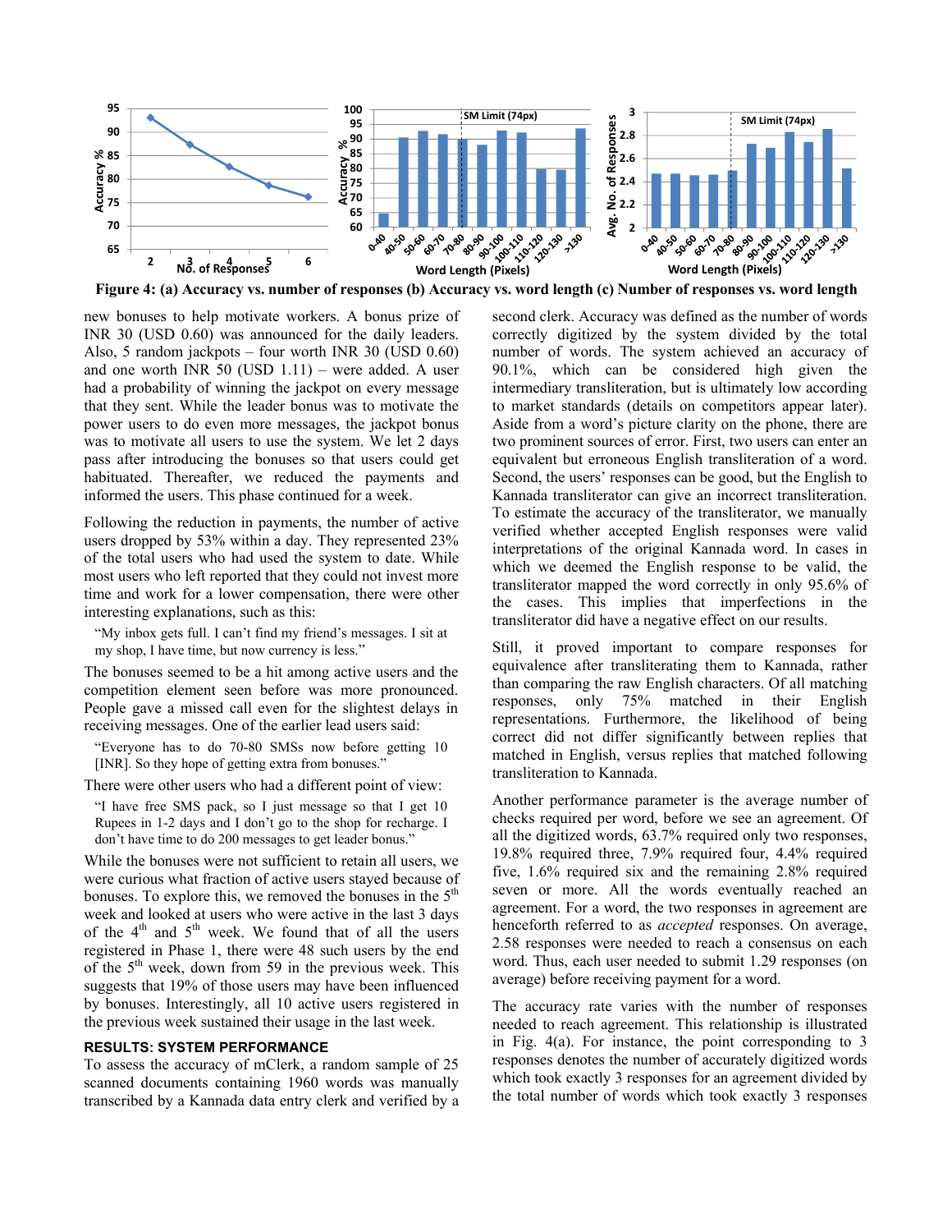Figure 4: (a) Accuracy vs. number of responses (b) Accuracy vs. word length (c) Number of responses vs. word length

new bonuses to help motivate workers. A bonus prize of INR 30 (USD 0.60) was announced for the daily leaders. Also, 5 random jackpots – four worth INR 30 (USD 0.60) and one worth INR 50 (USD 1.11) – were added. A user had a probability of winning the jackpot on every message that they sent. While the leader bonus was to motivate the power users to do even more messages, the jackpot bonus was to motivate all users to use the system. We let 2 days pass after introducing the bonuses so that users could get habituated. Thereafter, we reduced the payments and informed the users. This phase continued for a week.

Following the reduction in payments, the number of active users dropped by 53% within a day. They represented 23% of the total users who had used the system to date. While most users who left reported that they could not invest more time and work for a lower compensation, there were other interesting explanations, such as this:

> "My inbox gets full. I can't find my friend's messages. I sit at my shop, I have time, but now currency is less."

The bonuses seemed to be a hit among active users and the competition element seen before was more pronounced. People gave a missed call even for the slightest delays in receiving messages. One of the earlier lead users said:

> "Everyone has to do 70-80 SMSs now before getting 10 [INR]. So they hope of getting extra from bonuses."

There were other users who had a different point of view:

> "I have free SMS pack, so I just message so that I get 10 Rupees in 1-2 days and I don't go to the shop for recharge. I don't have time to do 200 messages to get leader bonus."

While the bonuses were not sufficient to retain all users, we were curious what fraction of active users stayed because of bonuses. To explore this, we removed the bonuses in the 5th week and looked at users who were active in the last 3 days of the 4th and 5th week. We found that of all the users registered in Phase 1, there were 48 such users by the end of the 5th week, down from 59 in the previous week. This suggests that 19% of those users may have been influenced by bonuses. Interestingly, all 10 active users registered in the previous week sustained their usage in the last week.

## RESULTS: SYSTEM PERFORMANCE

To assess the accuracy of mClerk, a random sample of 25 scanned documents containing 1960 words was manually transcribed by a Kannada data entry clerk and verified by a second clerk. Accuracy was defined as the number of words correctly digitized by the system divided by the total number of words. The system achieved an accuracy of 90.1%, which can be considered high given the intermediary transliteration, but is ultimately low according to market standards (details on competitors appear later). Aside from a word's picture clarity on the phone, there are two prominent sources of error. First, two users can enter an equivalent but erroneous English transliteration of a word. Second, the users' responses can be good, but the English to Kannada transliterator can give an incorrect transliteration. To estimate the accuracy of the transliterator, we manually verified whether accepted English responses were valid interpretations of the original Kannada word. In cases in which we deemed the English response to be valid, the transliterator mapped the word correctly in only 95.6% of the cases. This implies that imperfections in the transliterator did have a negative effect on our results.

Still, it proved important to compare responses for equivalence after transliterating them to Kannada, rather than comparing the raw English characters. Of all matching responses, only 75% matched in their English representations. Furthermore, the likelihood of being correct did not differ significantly between replies that matched in English, versus replies that matched following transliteration to Kannada.

Another performance parameter is the average number of checks required per word, before we see an agreement. Of all the digitized words, 63.7% required only two responses, 19.8% required three, 7.9% required four, 4.4% required five, 1.6% required six and the remaining 2.8% required seven or more. All the words eventually reached an agreement. For a word, the two responses in agreement are henceforth referred to as *accepted* responses. On average, 2.58 responses were needed to reach a consensus on each word. Thus, each user needed to submit 1.29 responses (on average) before receiving payment for a word.

The accuracy rate varies with the number of responses needed to reach agreement. This relationship is illustrated in Fig. 4(a). For instance, the point corresponding to 3 responses denotes the number of accurately digitized words which took exactly 3 responses for an agreement divided by the total number of words which took exactly 3 responses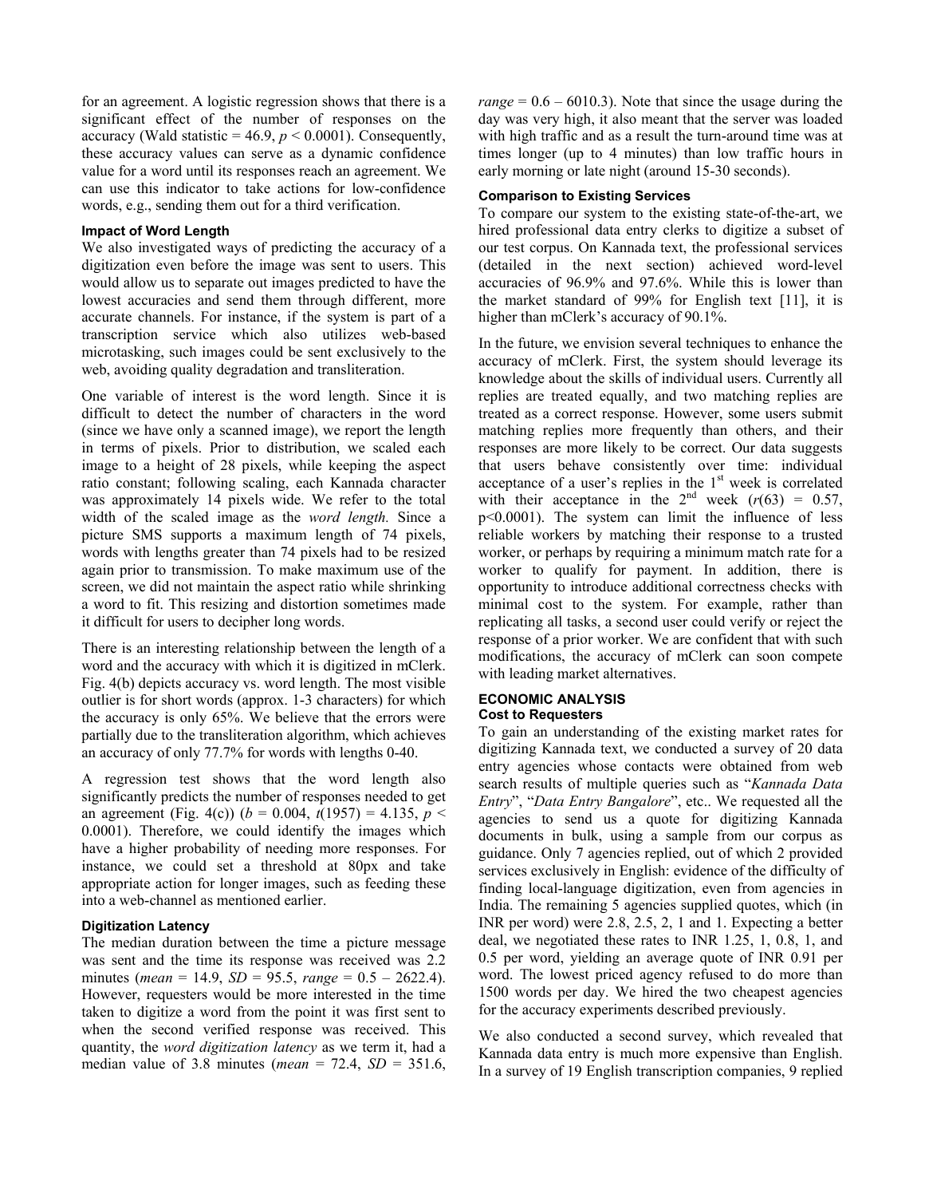for an agreement. A logistic regression shows that there is a significant effect of the number of responses on the accuracy (Wald statistic = 46.9, $p < 0.0001$). Consequently, these accuracy values can serve as a dynamic confidence value for a word until its responses reach an agreement. We can use this indicator to take actions for low-confidence words, e.g., sending them out for a third verification.

#### Impact of Word Length

We also investigated ways of predicting the accuracy of a digitization even before the image was sent to users. This would allow us to separate out images predicted to have the lowest accuracies and send them through different, more accurate channels. For instance, if the system is part of a transcription service which also utilizes web-based microtasking, such images could be sent exclusively to the web, avoiding quality degradation and transliteration.

One variable of interest is the word length. Since it is difficult to detect the number of characters in the word (since we have only a scanned image), we report the length in terms of pixels. Prior to distribution, we scaled each image to a height of 28 pixels, while keeping the aspect ratio constant; following scaling, each Kannada character was approximately 14 pixels wide. We refer to the total width of the scaled image as the *word length.* Since a picture SMS supports a maximum length of 74 pixels, words with lengths greater than 74 pixels had to be resized again prior to transmission. To make maximum use of the screen, we did not maintain the aspect ratio while shrinking a word to fit. This resizing and distortion sometimes made it difficult for users to decipher long words.

There is an interesting relationship between the length of a word and the accuracy with which it is digitized in mClerk. Fig. 4(b) depicts accuracy vs. word length. The most visible outlier is for short words (approx. 1-3 characters) for which the accuracy is only 65%. We believe that the errors were partially due to the transliteration algorithm, which achieves an accuracy of only 77.7% for words with lengths 0-40.

A regression test shows that the word length also significantly predicts the number of responses needed to get an agreement (Fig. 4(c)) ($b = 0.004$, $t(1957) = 4.135$, $p < 0.0001$). Therefore, we could identify the images which have a higher probability of needing more responses. For instance, we could set a threshold at 80px and take appropriate action for longer images, such as feeding these into a web-channel as mentioned earlier.

#### Digitization Latency

The median duration between the time a picture message was sent and the time its response was received was 2.2 minutes (*mean* = 14.9, *SD* = 95.5, *range* = 0.5 – 2622.4). However, requesters would be more interested in the time taken to digitize a word from the point it was first sent to when the second verified response was received. This quantity, the *word digitization latency* as we term it, had a median value of 3.8 minutes (*mean* = 72.4, *SD* = 351.6, *range* = 0.6 – 6010.3). Note that since the usage during the day was very high, it also meant that the server was loaded with high traffic and as a result the turn-around time was at times longer (up to 4 minutes) than low traffic hours in early morning or late night (around 15-30 seconds).

#### Comparison to Existing Services

To compare our system to the existing state-of-the-art, we hired professional data entry clerks to digitize a subset of our test corpus. On Kannada text, the professional services (detailed in the next section) achieved word-level accuracies of 96.9% and 97.6%. While this is lower than the market standard of 99% for English text [11], it is higher than mClerk's accuracy of 90.1%.

In the future, we envision several techniques to enhance the accuracy of mClerk. First, the system should leverage its knowledge about the skills of individual users. Currently all replies are treated equally, and two matching replies are treated as a correct response. However, some users submit matching replies more frequently than others, and their responses are more likely to be correct. Our data suggests that users behave consistently over time: individual acceptance of a user's replies in the 1st week is correlated with their acceptance in the 2nd week ($r(63) = 0.57$, $p<0.0001$). The system can limit the influence of less reliable workers by matching their response to a trusted worker, or perhaps by requiring a minimum match rate for a worker to qualify for payment. In addition, there is opportunity to introduce additional correctness checks with minimal cost to the system. For example, rather than replicating all tasks, a second user could verify or reject the response of a prior worker. We are confident that with such modifications, the accuracy of mClerk can soon compete with leading market alternatives.

### ECONOMIC ANALYSIS

#### Cost to Requesters

To gain an understanding of the existing market rates for digitizing Kannada text, we conducted a survey of 20 data entry agencies whose contacts were obtained from web search results of multiple queries such as "*Kannada Data Entry*", "*Data Entry Bangalore*", etc.. We requested all the agencies to send us a quote for digitizing Kannada documents in bulk, using a sample from our corpus as guidance. Only 7 agencies replied, out of which 2 provided services exclusively in English: evidence of the difficulty of finding local-language digitization, even from agencies in India. The remaining 5 agencies supplied quotes, which (in INR per word) were 2.8, 2.5, 2, 1 and 1. Expecting a better deal, we negotiated these rates to INR 1.25, 1, 0.8, 1, and 0.5 per word, yielding an average quote of INR 0.91 per word. The lowest priced agency refused to do more than 1500 words per day. We hired the two cheapest agencies for the accuracy experiments described previously.

We also conducted a second survey, which revealed that Kannada data entry is much more expensive than English. In a survey of 19 English transcription companies, 9 replied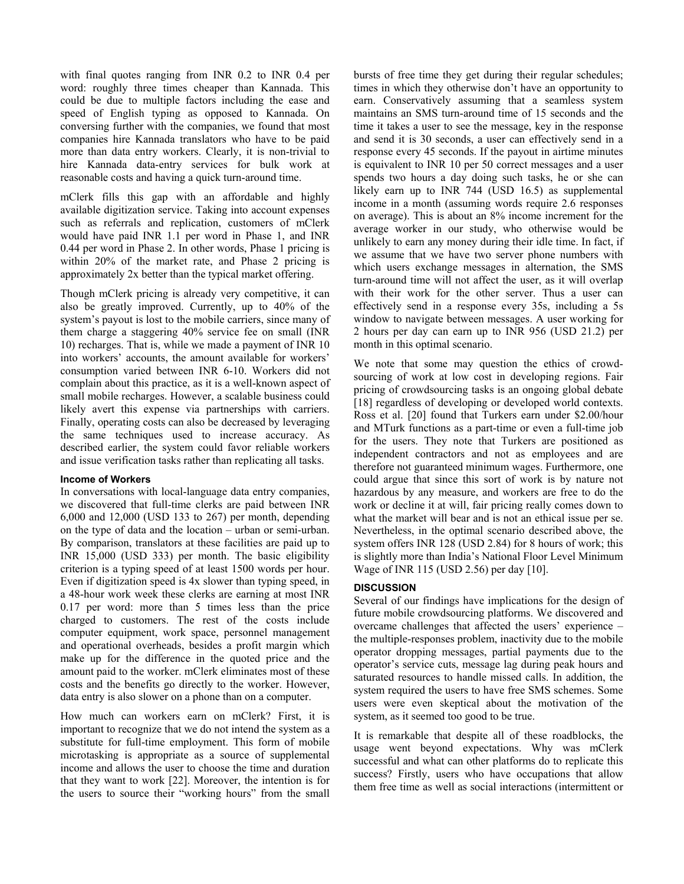with final quotes ranging from INR 0.2 to INR 0.4 per word: roughly three times cheaper than Kannada. This could be due to multiple factors including the ease and speed of English typing as opposed to Kannada. On conversing further with the companies, we found that most companies hire Kannada translators who have to be paid more than data entry workers. Clearly, it is non-trivial to hire Kannada data-entry services for bulk work at reasonable costs and having a quick turn-around time.

mClerk fills this gap with an affordable and highly available digitization service. Taking into account expenses such as referrals and replication, customers of mClerk would have paid INR 1.1 per word in Phase 1, and INR 0.44 per word in Phase 2. In other words, Phase 1 pricing is within 20% of the market rate, and Phase 2 pricing is approximately 2x better than the typical market offering.

Though mClerk pricing is already very competitive, it can also be greatly improved. Currently, up to 40% of the system's payout is lost to the mobile carriers, since many of them charge a staggering 40% service fee on small (INR 10) recharges. That is, while we made a payment of INR 10 into workers' accounts, the amount available for workers' consumption varied between INR 6-10. Workers did not complain about this practice, as it is a well-known aspect of small mobile recharges. However, a scalable business could likely avert this expense via partnerships with carriers. Finally, operating costs can also be decreased by leveraging the same techniques used to increase accuracy. As described earlier, the system could favor reliable workers and issue verification tasks rather than replicating all tasks.

#### Income of Workers

In conversations with local-language data entry companies, we discovered that full-time clerks are paid between INR 6,000 and 12,000 (USD 133 to 267) per month, depending on the type of data and the location – urban or semi-urban. By comparison, translators at these facilities are paid up to INR 15,000 (USD 333) per month. The basic eligibility criterion is a typing speed of at least 1500 words per hour. Even if digitization speed is 4x slower than typing speed, in a 48-hour work week these clerks are earning at most INR 0.17 per word: more than 5 times less than the price charged to customers. The rest of the costs include computer equipment, work space, personnel management and operational overheads, besides a profit margin which make up for the difference in the quoted price and the amount paid to the worker. mClerk eliminates most of these costs and the benefits go directly to the worker. However, data entry is also slower on a phone than on a computer.

How much can workers earn on mClerk? First, it is important to recognize that we do not intend the system as a substitute for full-time employment. This form of mobile microtasking is appropriate as a source of supplemental income and allows the user to choose the time and duration that they want to work [22]. Moreover, the intention is for the users to source their "working hours" from the small bursts of free time they get during their regular schedules; times in which they otherwise don't have an opportunity to earn. Conservatively assuming that a seamless system maintains an SMS turn-around time of 15 seconds and the time it takes a user to see the message, key in the response and send it is 30 seconds, a user can effectively send in a response every 45 seconds. If the payout in airtime minutes is equivalent to INR 10 per 50 correct messages and a user spends two hours a day doing such tasks, he or she can likely earn up to INR 744 (USD 16.5) as supplemental income in a month (assuming words require 2.6 responses on average). This is about an 8% income increment for the average worker in our study, who otherwise would be unlikely to earn any money during their idle time. In fact, if we assume that we have two server phone numbers with which users exchange messages in alternation, the SMS turn-around time will not affect the user, as it will overlap with their work for the other server. Thus a user can effectively send in a response every 35s, including a 5s window to navigate between messages. A user working for 2 hours per day can earn up to INR 956 (USD 21.2) per month in this optimal scenario.

We note that some may question the ethics of crowd-sourcing of work at low cost in developing regions. Fair pricing of crowdsourcing tasks is an ongoing global debate [18] regardless of developing or developed world contexts. Ross et al. [20] found that Turkers earn under $2.00/hour and MTurk functions as a part-time or even a full-time job for the users. They note that Turkers are positioned as independent contractors and not as employees and are therefore not guaranteed minimum wages. Furthermore, one could argue that since this sort of work is by nature not hazardous by any measure, and workers are free to do the work or decline it at will, fair pricing really comes down to what the market will bear and is not an ethical issue per se. Nevertheless, in the optimal scenario described above, the system offers INR 128 (USD 2.84) for 8 hours of work; this is slightly more than India's National Floor Level Minimum Wage of INR 115 (USD 2.56) per day [10].

### DISCUSSION

Several of our findings have implications for the design of future mobile crowdsourcing platforms. We discovered and overcame challenges that affected the users' experience – the multiple-responses problem, inactivity due to the mobile operator dropping messages, partial payments due to the operator's service cuts, message lag during peak hours and saturated resources to handle missed calls. In addition, the system required the users to have free SMS schemes. Some users were even skeptical about the motivation of the system, as it seemed too good to be true.

It is remarkable that despite all of these roadblocks, the usage went beyond expectations. Why was mClerk successful and what can other platforms do to replicate this success? Firstly, users who have occupations that allow them free time as well as social interactions (intermittent or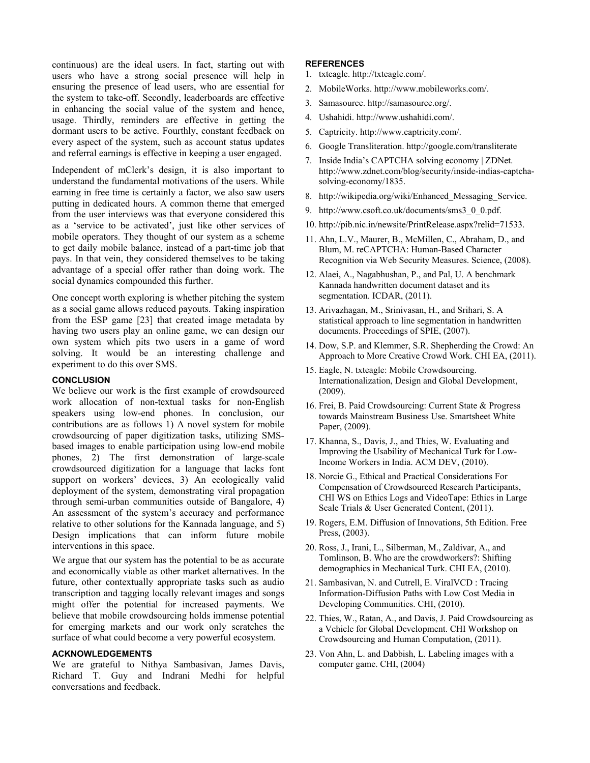continuous) are the ideal users. In fact, starting out with users who have a strong social presence will help in ensuring the presence of lead users, who are essential for the system to take-off. Secondly, leaderboards are effective in enhancing the social value of the system and hence, usage. Thirdly, reminders are effective in getting the dormant users to be active. Fourthly, constant feedback on every aspect of the system, such as account status updates and referral earnings is effective in keeping a user engaged.

Independent of mClerk's design, it is also important to understand the fundamental motivations of the users. While earning in free time is certainly a factor, we also saw users putting in dedicated hours. A common theme that emerged from the user interviews was that everyone considered this as a 'service to be activated', just like other services of mobile operators. They thought of our system as a scheme to get daily mobile balance, instead of a part-time job that pays. In that vein, they considered themselves to be taking advantage of a special offer rather than doing work. The social dynamics compounded this further.

One concept worth exploring is whether pitching the system as a social game allows reduced payouts. Taking inspiration from the ESP game [23] that created image metadata by having two users play an online game, we can design our own system which pits two users in a game of word solving. It would be an interesting challenge and experiment to do this over SMS.

## CONCLUSION

We believe our work is the first example of crowdsourced work allocation of non-textual tasks for non-English speakers using low-end phones. In conclusion, our contributions are as follows 1) A novel system for mobile crowdsourcing of paper digitization tasks, utilizing SMS-based images to enable participation using low-end mobile phones, 2) The first demonstration of large-scale crowdsourced digitization for a language that lacks font support on workers' devices, 3) An ecologically valid deployment of the system, demonstrating viral propagation through semi-urban communities outside of Bangalore, 4) An assessment of the system's accuracy and performance relative to other solutions for the Kannada language, and 5) Design implications that can inform future mobile interventions in this space.

We argue that our system has the potential to be as accurate and economically viable as other market alternatives. In the future, other contextually appropriate tasks such as audio transcription and tagging locally relevant images and songs might offer the potential for increased payments. We believe that mobile crowdsourcing holds immense potential for emerging markets and our work only scratches the surface of what could become a very powerful ecosystem.

## ACKNOWLEDGEMENTS

We are grateful to Nithya Sambasivan, James Davis, Richard T. Guy and Indrani Medhi for helpful conversations and feedback.

## REFERENCES

1. txteagle. http://txteagle.com/.
2. MobileWorks. http://www.mobileworks.com/.
3. Samasource. http://samasource.org/.
4. Ushahidi. http://www.ushahidi.com/.
5. Captricity. http://www.captricity.com/.
6. Google Transliteration. http://google.com/transliterate
7. Inside India's CAPTCHA solving economy | ZDNet. http://www.zdnet.com/blog/security/inside-indias-captcha-solving-economy/1835.
8. http://wikipedia.org/wiki/Enhanced_Messaging_Service.
9. http://www.csoft.co.uk/documents/sms3_0_0.pdf.
10. http://pib.nic.in/newsite/PrintRelease.aspx?relid=71533.
11. Ahn, L.V., Maurer, B., McMillen, C., Abraham, D., and Blum, M. reCAPTCHA: Human-Based Character Recognition via Web Security Measures. Science, (2008).
12. Alaei, A., Nagabhushan, P., and Pal, U. A benchmark Kannada handwritten document dataset and its segmentation. ICDAR, (2011).
13. Arivazhagan, M., Srinivasan, H., and Srihari, S. A statistical approach to line segmentation in handwritten documents. Proceedings of SPIE, (2007).
14. Dow, S.P. and Klemmer, S.R. Shepherding the Crowd: An Approach to More Creative Crowd Work. CHI EA, (2011).
15. Eagle, N. txteagle: Mobile Crowdsourcing. Internationalization, Design and Global Development, (2009).
16. Frei, B. Paid Crowdsourcing: Current State & Progress towards Mainstream Business Use. Smartsheet White Paper, (2009).
17. Khanna, S., Davis, J., and Thies, W. Evaluating and Improving the Usability of Mechanical Turk for Low-Income Workers in India. ACM DEV, (2010).
18. Norcie G., Ethical and Practical Considerations For Compensation of Crowdsourced Research Participants, CHI WS on Ethics Logs and VideoTape: Ethics in Large Scale Trials & User Generated Content, (2011).
19. Rogers, E.M. Diffusion of Innovations, 5th Edition. Free Press, (2003).
20. Ross, J., Irani, L., Silberman, M., Zaldivar, A., and Tomlinson, B. Who are the crowdworkers?: Shifting demographics in Mechanical Turk. CHI EA, (2010).
21. Sambasivan, N. and Cutrell, E. ViralVCD : Tracing Information-Diffusion Paths with Low Cost Media in Developing Communities. CHI, (2010).
22. Thies, W., Ratan, A., and Davis, J. Paid Crowdsourcing as a Vehicle for Global Development. CHI Workshop on Crowdsourcing and Human Computation, (2011).
23. Von Ahn, L. and Dabbish, L. Labeling images with a computer game. CHI, (2004)